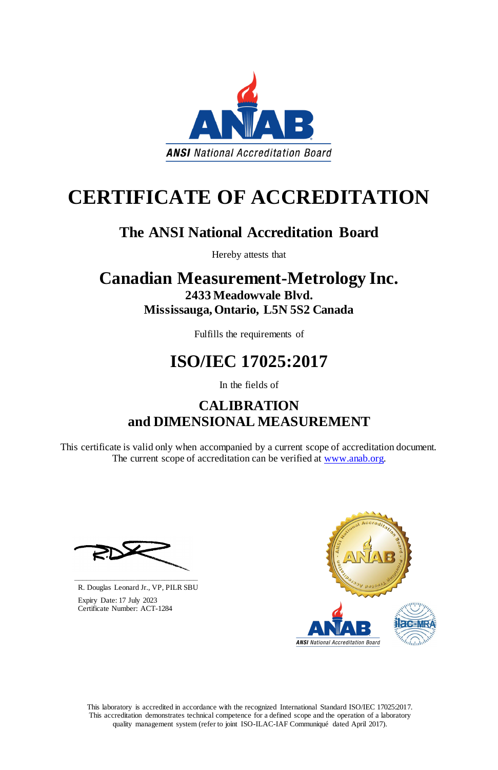# CERTIFICATE OF ACCREDITATION

## The ANSI National Accreditation Board

Hereby attests that

## Canadian Measurement-Metrology Inc.

**2433 Meadowvale Blvd.**
**Mississauga, Ontario, L5N 5S2 Canada**

Fulfills the requirements of

## ISO/IEC 17025:2017

In the fields of

### CALIBRATION and DIMENSIONAL MEASUREMENT

This certificate is valid only when accompanied by a current scope of accreditation document. The current scope of accreditation can be verified at www.anab.org.

R. Douglas Leonard Jr., VP, PILR SBU

Expiry Date: 17 July 2023
Certificate Number: ACT-1284

This laboratory is accredited in accordance with the recognized International Standard ISO/IEC 17025:2017. This accreditation demonstrates technical competence for a defined scope and the operation of a laboratory quality management system (refer to joint ISO-ILAC-IAF Communiqué dated April 2017).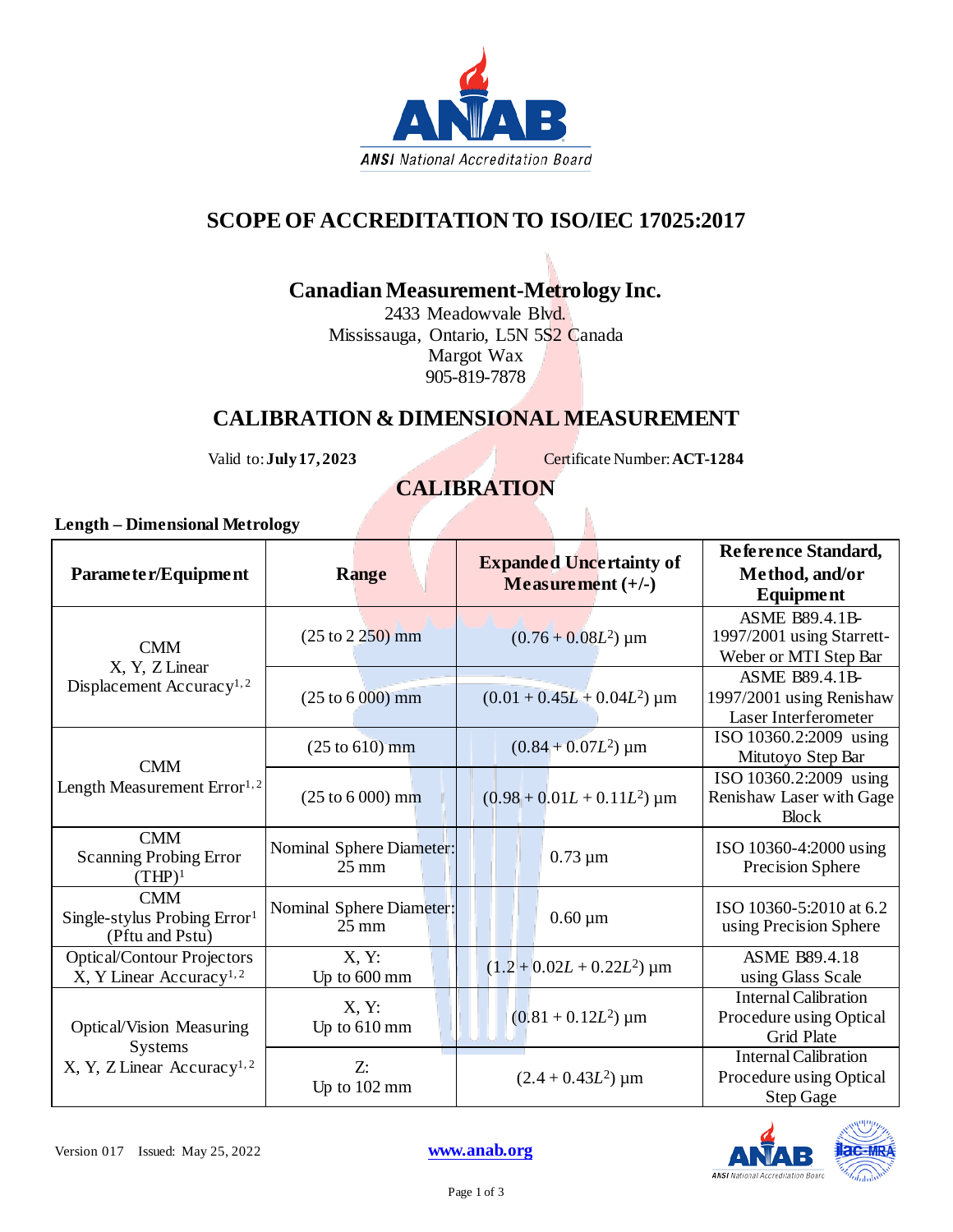# SCOPE OF ACCREDITATION TO ISO/IEC 17025:2017

## Canadian Measurement-Metrology Inc.

2433 Meadowvale Blvd.
Mississauga, Ontario, L5N 5S2 Canada
Margot Wax
905-819-7878

## CALIBRATION & DIMENSIONAL MEASUREMENT

Valid to: **July 17, 2023** Certificate Number: **ACT-1284**

## CALIBRATION

**Length – Dimensional Metrology**

| Parameter/Equipment | Range | Expanded Uncertainty of Measurement (+/-) | Reference Standard, Method, and/or Equipment |
|---|---|---|---|
| CMM X, Y, Z Linear Displacement Accuracy[1, 2] | (25 to 2 250) mm | $(0.76 + 0.08L^2)$ µm | ASME B89.4.1B-1997/2001 using Starrett-Weber or MTI Step Bar |
| | (25 to 6 000) mm | $(0.01 + 0.45L + 0.04L^2)$ µm | ASME B89.4.1B-1997/2001 using Renishaw Laser Interferometer |
| CMM Length Measurement Error[1, 2] | (25 to 610) mm | $(0.84 + 0.07L^2)$ µm | ISO 10360.2:2009 using Mitutoyo Step Bar |
| | (25 to 6 000) mm | $(0.98 + 0.01L + 0.11L^2)$ µm | ISO 10360.2:2009 using Renishaw Laser with Gage Block |
| CMM Scanning Probing Error (THP)[1] | Nominal Sphere Diameter: 25 mm | 0.73 µm | ISO 10360-4:2000 using Precision Sphere |
| CMM Single-stylus Probing Error[1] (Pftu and Pstu) | Nominal Sphere Diameter: 25 mm | 0.60 µm | ISO 10360-5:2010 at 6.2 using Precision Sphere |
| Optical/Contour Projectors X, Y Linear Accuracy[1, 2] | X, Y: Up to 600 mm | $(1.2 + 0.02L + 0.22L^2)$ µm | ASME B89.4.18 using Glass Scale |
| Optical/Vision Measuring Systems X, Y, Z Linear Accuracy[1, 2] | X, Y: Up to 610 mm | $(0.81 + 0.12L^2)$ µm | Internal Calibration Procedure using Optical Grid Plate |
| | Z: Up to 102 mm | $(2.4 + 0.43L^2)$ µm | Internal Calibration Procedure using Optical Step Gage |

Version 017 Issued: May 25, 2022

www.anab.org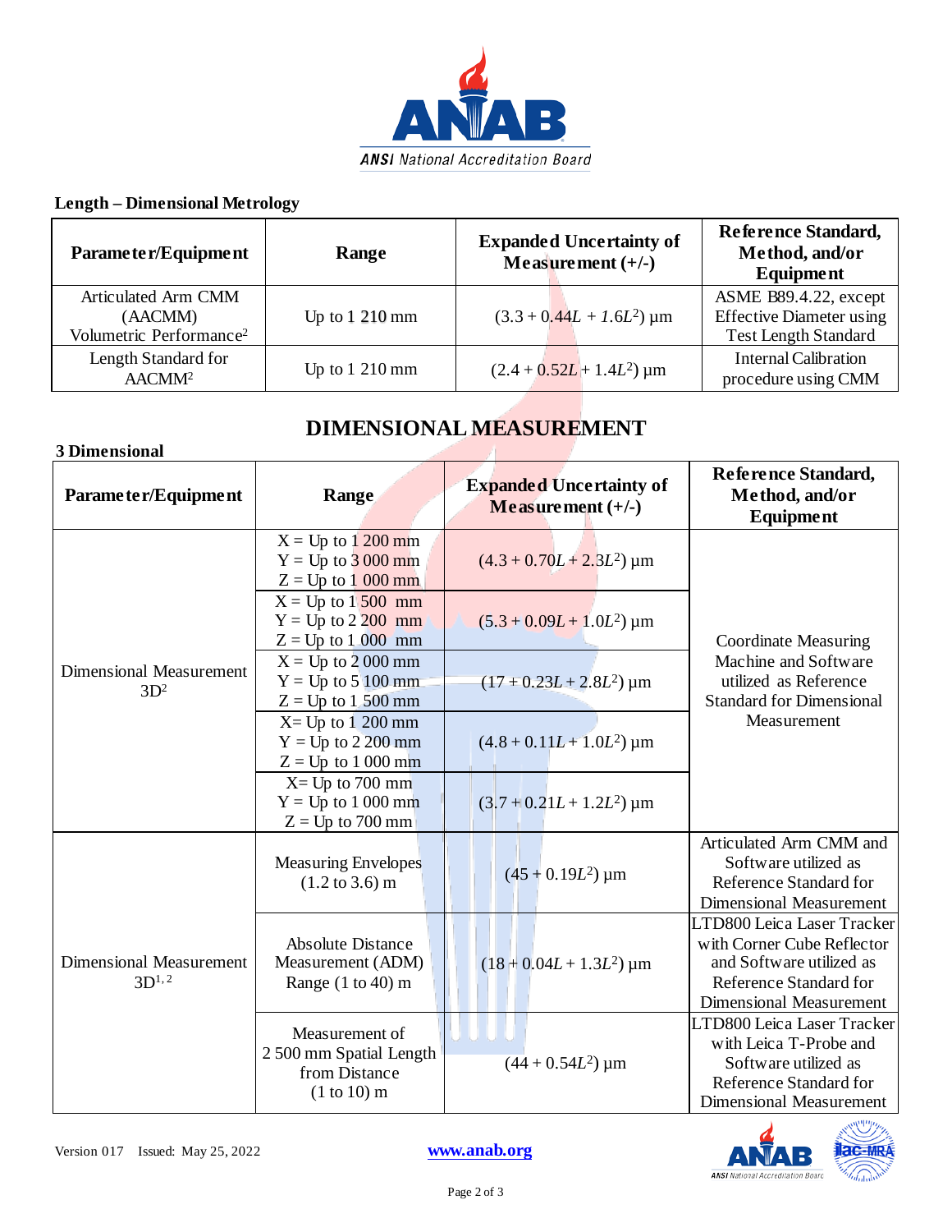### Length – Dimensional Metrology

| Parameter/Equipment | Range | Expanded Uncertainty of Measurement (+/-) | Reference Standard, Method, and/or Equipment |
|---|---|---|---|
| Articulated Arm CMM (AACMM) Volumetric Performance[2] | Up to 1 210 mm | $(3.3 + 0.44L + 1.6L^2)$ µm | ASME B89.4.22, except Effective Diameter using Test Length Standard |
| Length Standard for AACMM[2] | Up to 1 210 mm | $(2.4 + 0.52L + 1.4L^2)$ µm | Internal Calibration procedure using CMM |

## DIMENSIONAL MEASUREMENT

### 3 Dimensional

| Parameter/Equipment | Range | Expanded Uncertainty of Measurement (+/-) | Reference Standard, Method, and/or Equipment |
|---|---|---|---|
| Dimensional Measurement 3D[2] | X = Up to 1 200 mm<br>Y = Up to 3 000 mm<br>Z = Up to 1 000 mm | $(4.3 + 0.70L + 2.3L^2)$ µm | Coordinate Measuring Machine and Software utilized as Reference Standard for Dimensional Measurement |
| | X = Up to 1 500 mm<br>Y = Up to 2 200 mm<br>Z = Up to 1 000 mm | $(5.3 + 0.09L + 1.0L^2)$ µm | |
| | X = Up to 2 000 mm<br>Y = Up to 5 100 mm<br>Z = Up to 1 500 mm | $(17 + 0.23L + 2.8L^2)$ µm | |
| | X= Up to 1 200 mm<br>Y = Up to 2 200 mm<br>Z = Up to 1 000 mm | $(4.8 + 0.11L + 1.0L^2)$ µm | |
| | X= Up to 700 mm<br>Y = Up to 1 000 mm<br>Z = Up to 700 mm | $(3.7 + 0.21L + 1.2L^2)$ µm | |
| Dimensional Measurement 3D[1, 2] | Measuring Envelopes (1.2 to 3.6) m | $(45 + 0.19L^2)$ µm | Articulated Arm CMM and Software utilized as Reference Standard for Dimensional Measurement |
| | Absolute Distance Measurement (ADM) Range (1 to 40) m | $(18 + 0.04L + 1.3L^2)$ µm | LTD800 Leica Laser Tracker with Corner Cube Reflector and Software utilized as Reference Standard for Dimensional Measurement |
| | Measurement of 2 500 mm Spatial Length from Distance (1 to 10) m | $(44 + 0.54L^2)$ µm | LTD800 Leica Laser Tracker with Leica T-Probe and Software utilized as Reference Standard for Dimensional Measurement |

Version 017 Issued: May 25, 2022 www.anab.org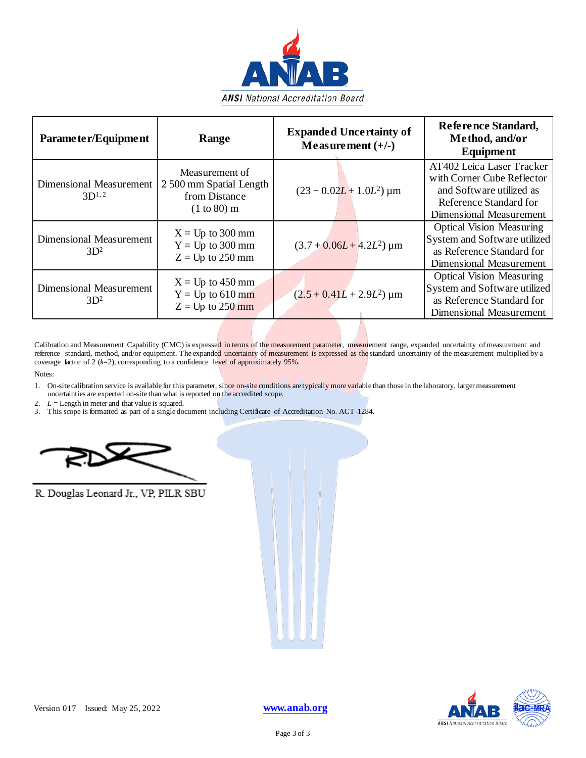| Parameter/Equipment | Range | Expanded Uncertainty of Measurement (+/-) | Reference Standard, Method, and/or Equipment |
|---|---|---|---|
| Dimensional Measurement 3D[1, 2] | Measurement of 2 500 mm Spatial Length from Distance (1 to 80) m | $(23 + 0.02L + 1.0L^2)$ µm | AT402 Leica Laser Tracker with Corner Cube Reflector and Software utilized as Reference Standard for Dimensional Measurement |
| Dimensional Measurement 3D[2] | X = Up to 300 mm<br>Y = Up to 300 mm<br>Z = Up to 250 mm | $(3.7 + 0.06L + 4.2L^2)$ µm | Optical Vision Measuring System and Software utilized as Reference Standard for Dimensional Measurement |
| Dimensional Measurement 3D[2] | X = Up to 450 mm<br>Y = Up to 610 mm<br>Z = Up to 250 mm | $(2.5 + 0.41L + 2.9L^2)$ µm | Optical Vision Measuring System and Software utilized as Reference Standard for Dimensional Measurement |

Calibration and Measurement Capability (CMC) is expressed in terms of the measurement parameter, measurement range, expanded uncertainty of measurement and reference standard, method, and/or equipment. The expanded uncertainty of measurement is expressed as the standard uncertainty of the measurement multiplied by a coverage factor of 2 ($k$=2), corresponding to a confidence level of approximately 95%.

Notes:

1. On-site calibration service is available for this parameter, since on-site conditions are typically more variable than those in the laboratory, larger measurement uncertainties are expected on-site than what is reported on the accredited scope.
2. $L$ = Length in meter and that value is squared.
3. This scope is formatted as part of a single document including Certificate of Accreditation No. ACT-1284.

R. Douglas Leonard Jr., VP, PILR SBU

Version 017 Issued: May 25, 2022

www.anab.org